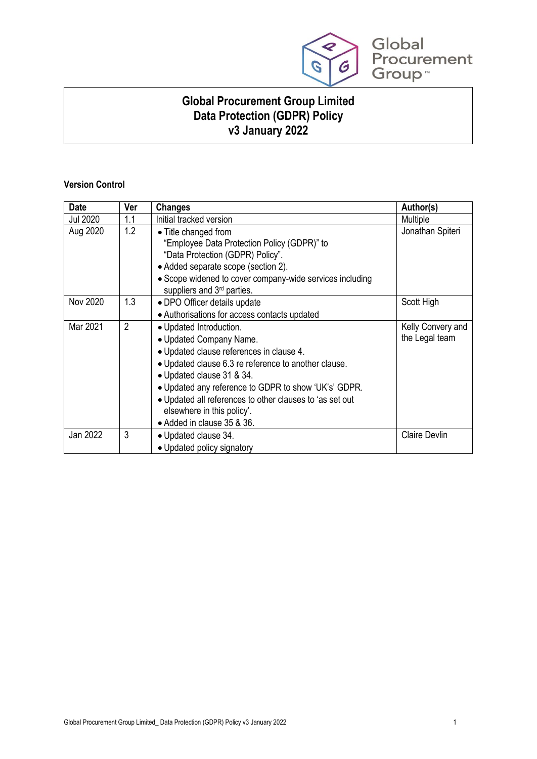# Global Procurement Group Limited
# Data Protection (GDPR) Policy
# v3 January 2022

**Version Control**

| Date | Ver | Changes | Author(s) |
|---|---|---|---|
| Jul 2020 | 1.1 | Initial tracked version | Multiple |
| Aug 2020 | 1.2 | • Title changed from "Employee Data Protection Policy (GDPR)" to "Data Protection (GDPR) Policy".<br>• Added separate scope (section 2).<br>• Scope widened to cover company-wide services including suppliers and 3rd parties. | Jonathan Spiteri |
| Nov 2020 | 1.3 | • DPO Officer details update<br>• Authorisations for access contacts updated | Scott High |
| Mar 2021 | 2 | • Updated Introduction.<br>• Updated Company Name.<br>• Updated clause references in clause 4.<br>• Updated clause 6.3 re reference to another clause.<br>• Updated clause 31 & 34.<br>• Updated any reference to GDPR to show 'UK's' GDPR.<br>• Updated all references to other clauses to 'as set out elsewhere in this policy'.<br>• Added in clause 35 & 36. | Kelly Convery and the Legal team |
| Jan 2022 | 3 | • Updated clause 34.<br>• Updated policy signatory | Claire Devlin |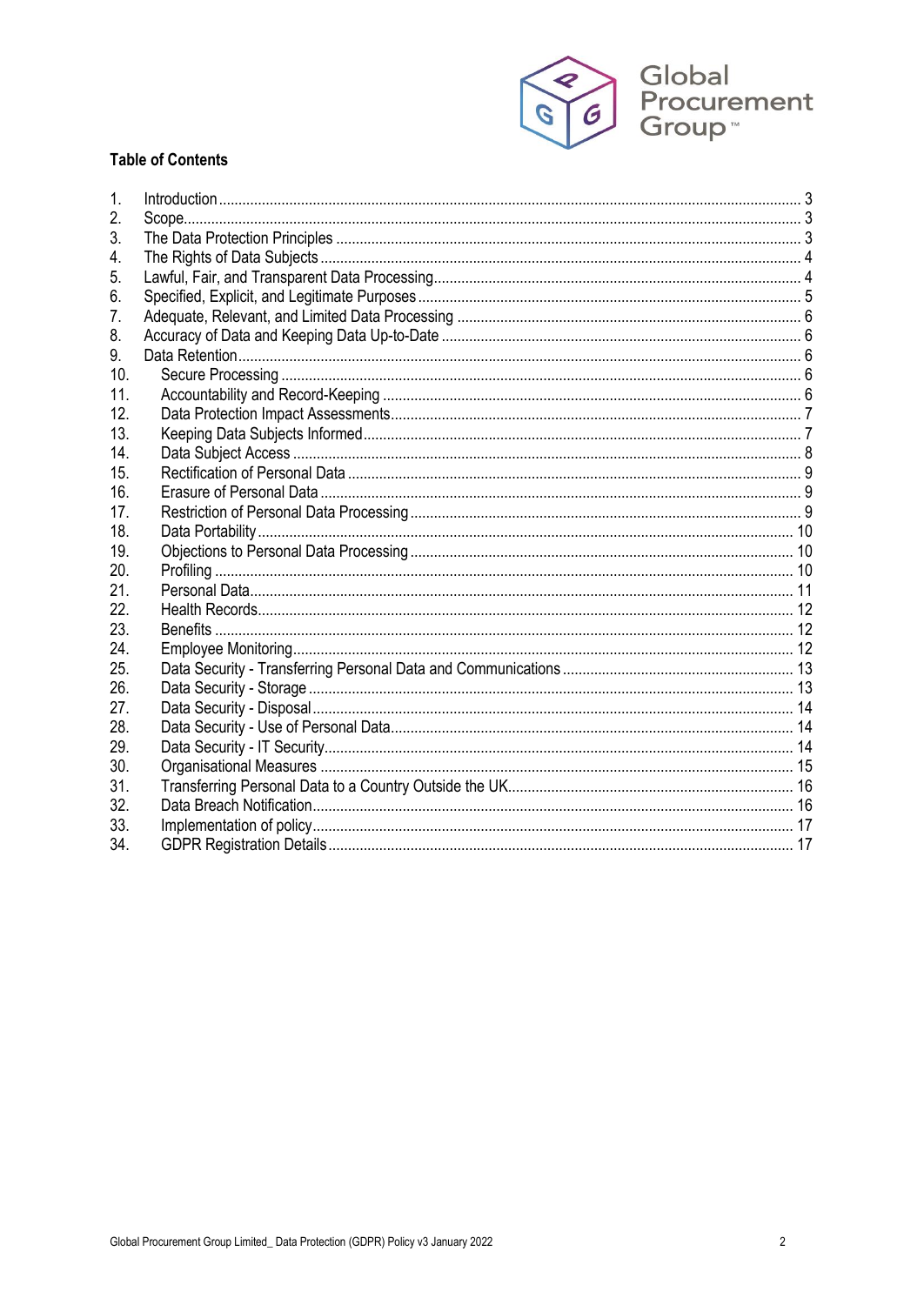**Table of Contents**

1. Introduction ... 3
2. Scope ... 3
3. The Data Protection Principles ... 3
4. The Rights of Data Subjects ... 4
5. Lawful, Fair, and Transparent Data Processing ... 4
6. Specified, Explicit, and Legitimate Purposes ... 5
7. Adequate, Relevant, and Limited Data Processing ... 6
8. Accuracy of Data and Keeping Data Up-to-Date ... 6
9. Data Retention ... 6
10. Secure Processing ... 6
11. Accountability and Record-Keeping ... 6
12. Data Protection Impact Assessments ... 7
13. Keeping Data Subjects Informed ... 7
14. Data Subject Access ... 8
15. Rectification of Personal Data ... 9
16. Erasure of Personal Data ... 9
17. Restriction of Personal Data Processing ... 9
18. Data Portability ... 10
19. Objections to Personal Data Processing ... 10
20. Profiling ... 10
21. Personal Data ... 11
22. Health Records ... 12
23. Benefits ... 12
24. Employee Monitoring ... 12
25. Data Security - Transferring Personal Data and Communications ... 13
26. Data Security - Storage ... 13
27. Data Security - Disposal ... 14
28. Data Security - Use of Personal Data ... 14
29. Data Security - IT Security ... 14
30. Organisational Measures ... 15
31. Transferring Personal Data to a Country Outside the UK ... 16
32. Data Breach Notification ... 16
33. Implementation of policy ... 17
34. GDPR Registration Details ... 17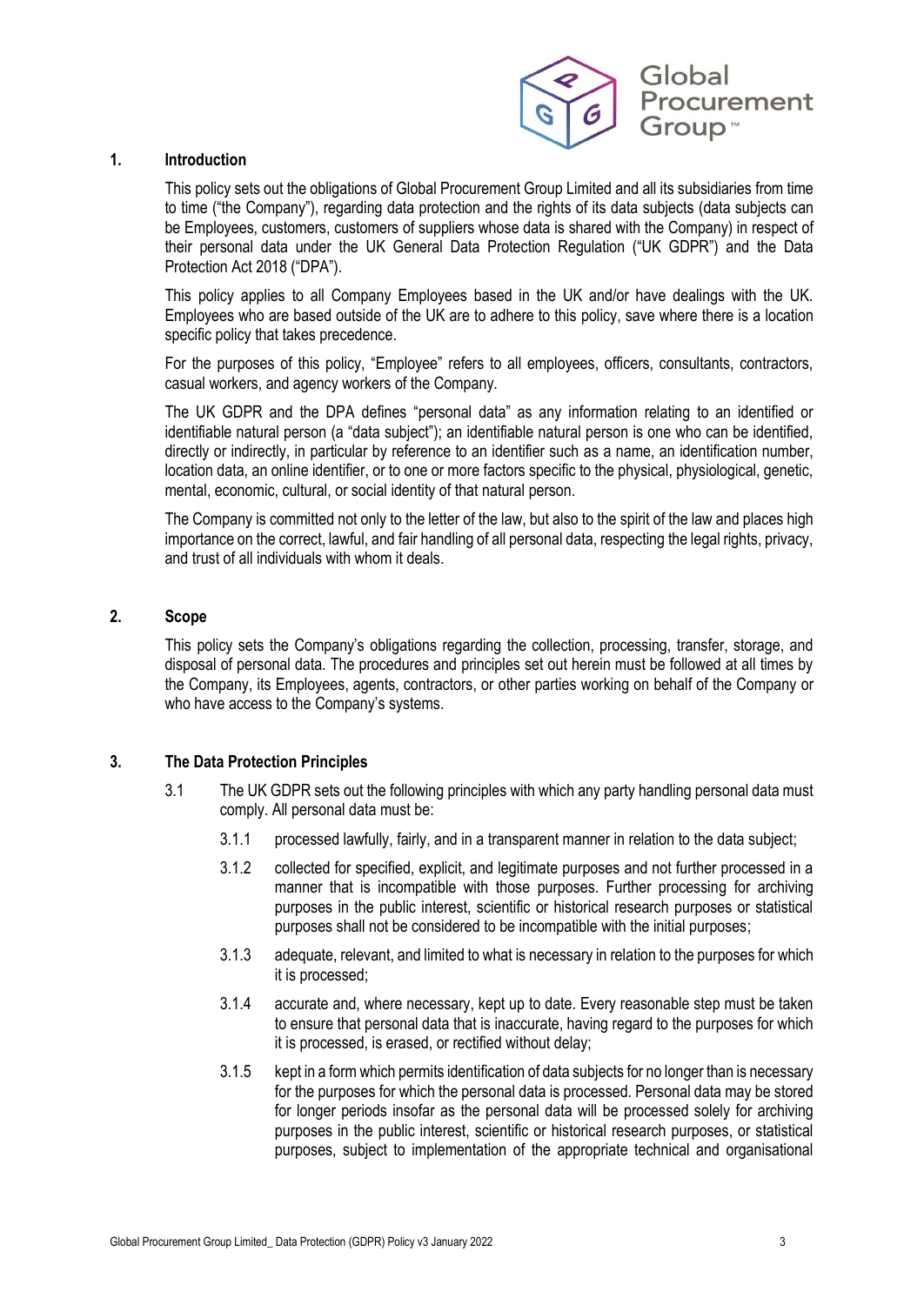## 1. Introduction

This policy sets out the obligations of Global Procurement Group Limited and all its subsidiaries from time to time ("the Company"), regarding data protection and the rights of its data subjects (data subjects can be Employees, customers, customers of suppliers whose data is shared with the Company) in respect of their personal data under the UK General Data Protection Regulation ("UK GDPR") and the Data Protection Act 2018 ("DPA").

This policy applies to all Company Employees based in the UK and/or have dealings with the UK. Employees who are based outside of the UK are to adhere to this policy, save where there is a location specific policy that takes precedence.

For the purposes of this policy, "Employee" refers to all employees, officers, consultants, contractors, casual workers, and agency workers of the Company.

The UK GDPR and the DPA defines "personal data" as any information relating to an identified or identifiable natural person (a "data subject"); an identifiable natural person is one who can be identified, directly or indirectly, in particular by reference to an identifier such as a name, an identification number, location data, an online identifier, or to one or more factors specific to the physical, physiological, genetic, mental, economic, cultural, or social identity of that natural person.

The Company is committed not only to the letter of the law, but also to the spirit of the law and places high importance on the correct, lawful, and fair handling of all personal data, respecting the legal rights, privacy, and trust of all individuals with whom it deals.

## 2. Scope

This policy sets the Company's obligations regarding the collection, processing, transfer, storage, and disposal of personal data. The procedures and principles set out herein must be followed at all times by the Company, its Employees, agents, contractors, or other parties working on behalf of the Company or who have access to the Company's systems.

## 3. The Data Protection Principles

3.1 The UK GDPR sets out the following principles with which any party handling personal data must comply. All personal data must be:

3.1.1 processed lawfully, fairly, and in a transparent manner in relation to the data subject;

3.1.2 collected for specified, explicit, and legitimate purposes and not further processed in a manner that is incompatible with those purposes. Further processing for archiving purposes in the public interest, scientific or historical research purposes or statistical purposes shall not be considered to be incompatible with the initial purposes;

3.1.3 adequate, relevant, and limited to what is necessary in relation to the purposes for which it is processed;

3.1.4 accurate and, where necessary, kept up to date. Every reasonable step must be taken to ensure that personal data that is inaccurate, having regard to the purposes for which it is processed, is erased, or rectified without delay;

3.1.5 kept in a form which permits identification of data subjects for no longer than is necessary for the purposes for which the personal data is processed. Personal data may be stored for longer periods insofar as the personal data will be processed solely for archiving purposes in the public interest, scientific or historical research purposes, or statistical purposes, subject to implementation of the appropriate technical and organisational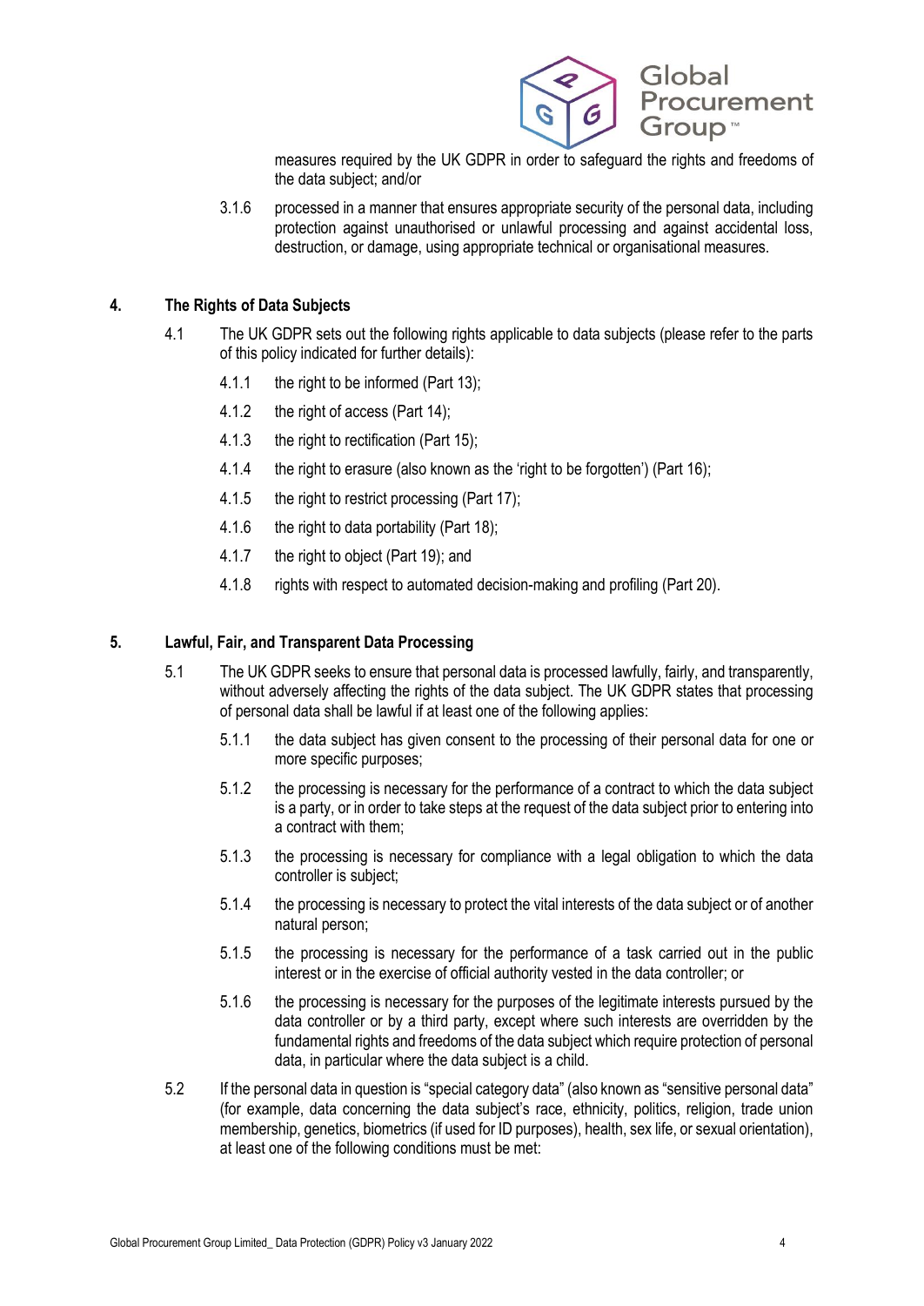measures required by the UK GDPR in order to safeguard the rights and freedoms of the data subject; and/or

3.1.6 processed in a manner that ensures appropriate security of the personal data, including protection against unauthorised or unlawful processing and against accidental loss, destruction, or damage, using appropriate technical or organisational measures.

## 4. The Rights of Data Subjects

4.1 The UK GDPR sets out the following rights applicable to data subjects (please refer to the parts of this policy indicated for further details):

4.1.1 the right to be informed (Part 13);

4.1.2 the right of access (Part 14);

4.1.3 the right to rectification (Part 15);

4.1.4 the right to erasure (also known as the 'right to be forgotten') (Part 16);

4.1.5 the right to restrict processing (Part 17);

4.1.6 the right to data portability (Part 18);

4.1.7 the right to object (Part 19); and

4.1.8 rights with respect to automated decision-making and profiling (Part 20).

## 5. Lawful, Fair, and Transparent Data Processing

5.1 The UK GDPR seeks to ensure that personal data is processed lawfully, fairly, and transparently, without adversely affecting the rights of the data subject. The UK GDPR states that processing of personal data shall be lawful if at least one of the following applies:

5.1.1 the data subject has given consent to the processing of their personal data for one or more specific purposes;

5.1.2 the processing is necessary for the performance of a contract to which the data subject is a party, or in order to take steps at the request of the data subject prior to entering into a contract with them;

5.1.3 the processing is necessary for compliance with a legal obligation to which the data controller is subject;

5.1.4 the processing is necessary to protect the vital interests of the data subject or of another natural person;

5.1.5 the processing is necessary for the performance of a task carried out in the public interest or in the exercise of official authority vested in the data controller; or

5.1.6 the processing is necessary for the purposes of the legitimate interests pursued by the data controller or by a third party, except where such interests are overridden by the fundamental rights and freedoms of the data subject which require protection of personal data, in particular where the data subject is a child.

5.2 If the personal data in question is "special category data" (also known as "sensitive personal data" (for example, data concerning the data subject's race, ethnicity, politics, religion, trade union membership, genetics, biometrics (if used for ID purposes), health, sex life, or sexual orientation), at least one of the following conditions must be met: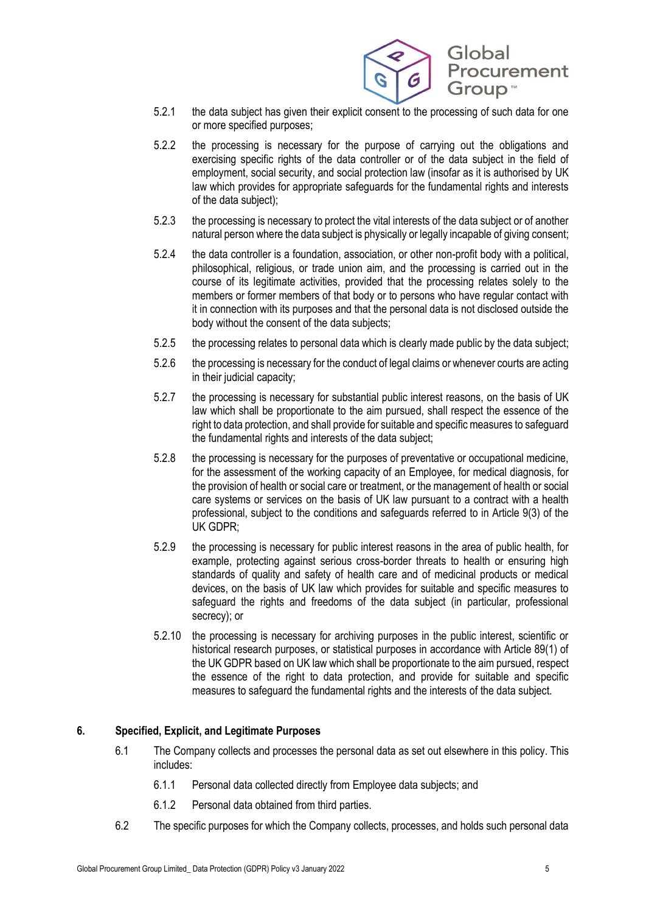5.2.1 the data subject has given their explicit consent to the processing of such data for one or more specified purposes;

5.2.2 the processing is necessary for the purpose of carrying out the obligations and exercising specific rights of the data controller or of the data subject in the field of employment, social security, and social protection law (insofar as it is authorised by UK law which provides for appropriate safeguards for the fundamental rights and interests of the data subject);

5.2.3 the processing is necessary to protect the vital interests of the data subject or of another natural person where the data subject is physically or legally incapable of giving consent;

5.2.4 the data controller is a foundation, association, or other non-profit body with a political, philosophical, religious, or trade union aim, and the processing is carried out in the course of its legitimate activities, provided that the processing relates solely to the members or former members of that body or to persons who have regular contact with it in connection with its purposes and that the personal data is not disclosed outside the body without the consent of the data subjects;

5.2.5 the processing relates to personal data which is clearly made public by the data subject;

5.2.6 the processing is necessary for the conduct of legal claims or whenever courts are acting in their judicial capacity;

5.2.7 the processing is necessary for substantial public interest reasons, on the basis of UK law which shall be proportionate to the aim pursued, shall respect the essence of the right to data protection, and shall provide for suitable and specific measures to safeguard the fundamental rights and interests of the data subject;

5.2.8 the processing is necessary for the purposes of preventative or occupational medicine, for the assessment of the working capacity of an Employee, for medical diagnosis, for the provision of health or social care or treatment, or the management of health or social care systems or services on the basis of UK law pursuant to a contract with a health professional, subject to the conditions and safeguards referred to in Article 9(3) of the UK GDPR;

5.2.9 the processing is necessary for public interest reasons in the area of public health, for example, protecting against serious cross-border threats to health or ensuring high standards of quality and safety of health care and of medicinal products or medical devices, on the basis of UK law which provides for suitable and specific measures to safeguard the rights and freedoms of the data subject (in particular, professional secrecy); or

5.2.10 the processing is necessary for archiving purposes in the public interest, scientific or historical research purposes, or statistical purposes in accordance with Article 89(1) of the UK GDPR based on UK law which shall be proportionate to the aim pursued, respect the essence of the right to data protection, and provide for suitable and specific measures to safeguard the fundamental rights and the interests of the data subject.

## 6. Specified, Explicit, and Legitimate Purposes

6.1 The Company collects and processes the personal data as set out elsewhere in this policy. This includes:

6.1.1 Personal data collected directly from Employee data subjects; and

6.1.2 Personal data obtained from third parties.

6.2 The specific purposes for which the Company collects, processes, and holds such personal data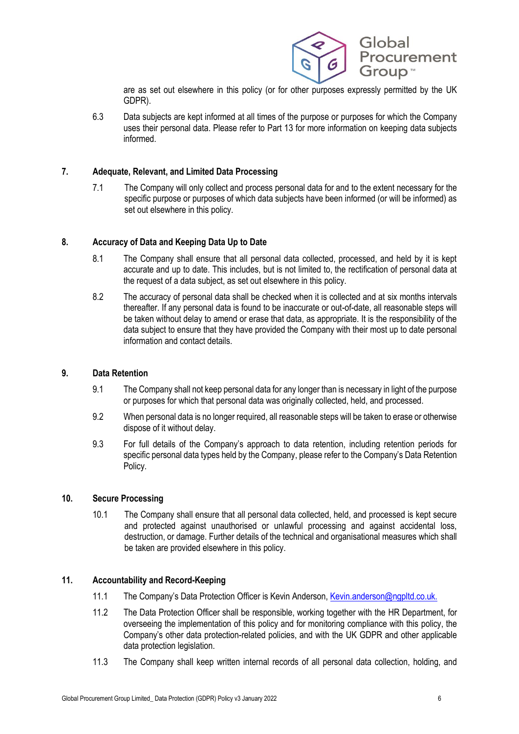are as set out elsewhere in this policy (or for other purposes expressly permitted by the UK GDPR).

6.3 Data subjects are kept informed at all times of the purpose or purposes for which the Company uses their personal data. Please refer to Part 13 for more information on keeping data subjects informed.

## 7. Adequate, Relevant, and Limited Data Processing

7.1 The Company will only collect and process personal data for and to the extent necessary for the specific purpose or purposes of which data subjects have been informed (or will be informed) as set out elsewhere in this policy.

## 8. Accuracy of Data and Keeping Data Up to Date

8.1 The Company shall ensure that all personal data collected, processed, and held by it is kept accurate and up to date. This includes, but is not limited to, the rectification of personal data at the request of a data subject, as set out elsewhere in this policy.

8.2 The accuracy of personal data shall be checked when it is collected and at six months intervals thereafter. If any personal data is found to be inaccurate or out-of-date, all reasonable steps will be taken without delay to amend or erase that data, as appropriate. It is the responsibility of the data subject to ensure that they have provided the Company with their most up to date personal information and contact details.

## 9. Data Retention

9.1 The Company shall not keep personal data for any longer than is necessary in light of the purpose or purposes for which that personal data was originally collected, held, and processed.

9.2 When personal data is no longer required, all reasonable steps will be taken to erase or otherwise dispose of it without delay.

9.3 For full details of the Company's approach to data retention, including retention periods for specific personal data types held by the Company, please refer to the Company's Data Retention Policy.

## 10. Secure Processing

10.1 The Company shall ensure that all personal data collected, held, and processed is kept secure and protected against unauthorised or unlawful processing and against accidental loss, destruction, or damage. Further details of the technical and organisational measures which shall be taken are provided elsewhere in this policy.

## 11. Accountability and Record-Keeping

11.1 The Company's Data Protection Officer is Kevin Anderson, Kevin.anderson@ngpltd.co.uk.

11.2 The Data Protection Officer shall be responsible, working together with the HR Department, for overseeing the implementation of this policy and for monitoring compliance with this policy, the Company's other data protection-related policies, and with the UK GDPR and other applicable data protection legislation.

11.3 The Company shall keep written internal records of all personal data collection, holding, and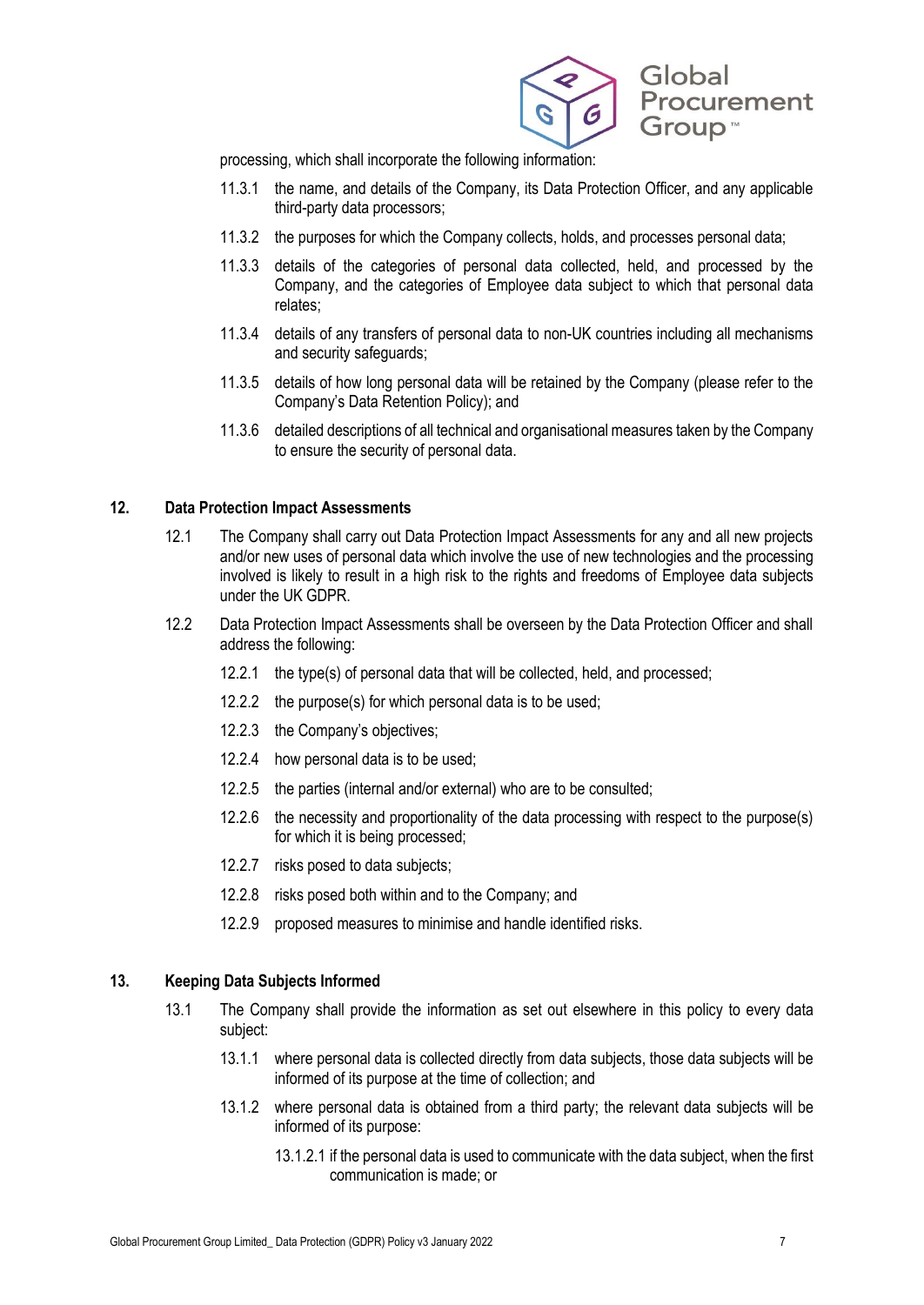processing, which shall incorporate the following information:

11.3.1 the name, and details of the Company, its Data Protection Officer, and any applicable third-party data processors;

11.3.2 the purposes for which the Company collects, holds, and processes personal data;

11.3.3 details of the categories of personal data collected, held, and processed by the Company, and the categories of Employee data subject to which that personal data relates;

11.3.4 details of any transfers of personal data to non-UK countries including all mechanisms and security safeguards;

11.3.5 details of how long personal data will be retained by the Company (please refer to the Company's Data Retention Policy); and

11.3.6 detailed descriptions of all technical and organisational measures taken by the Company to ensure the security of personal data.

## 12. Data Protection Impact Assessments

12.1 The Company shall carry out Data Protection Impact Assessments for any and all new projects and/or new uses of personal data which involve the use of new technologies and the processing involved is likely to result in a high risk to the rights and freedoms of Employee data subjects under the UK GDPR.

12.2 Data Protection Impact Assessments shall be overseen by the Data Protection Officer and shall address the following:

12.2.1 the type(s) of personal data that will be collected, held, and processed;

12.2.2 the purpose(s) for which personal data is to be used;

12.2.3 the Company's objectives;

12.2.4 how personal data is to be used;

12.2.5 the parties (internal and/or external) who are to be consulted;

12.2.6 the necessity and proportionality of the data processing with respect to the purpose(s) for which it is being processed;

12.2.7 risks posed to data subjects;

12.2.8 risks posed both within and to the Company; and

12.2.9 proposed measures to minimise and handle identified risks.

## 13. Keeping Data Subjects Informed

13.1 The Company shall provide the information as set out elsewhere in this policy to every data subject:

13.1.1 where personal data is collected directly from data subjects, those data subjects will be informed of its purpose at the time of collection; and

13.1.2 where personal data is obtained from a third party; the relevant data subjects will be informed of its purpose:

13.1.2.1 if the personal data is used to communicate with the data subject, when the first communication is made; or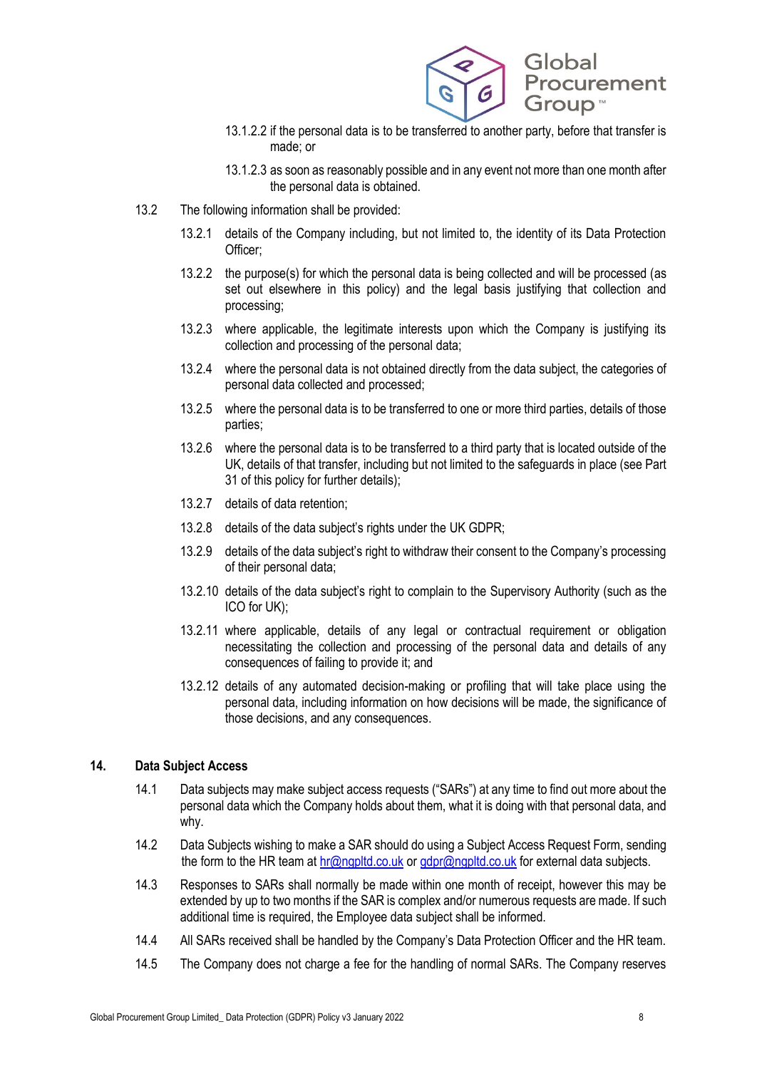13.1.2.2 if the personal data is to be transferred to another party, before that transfer is made; or

13.1.2.3 as soon as reasonably possible and in any event not more than one month after the personal data is obtained.

13.2 The following information shall be provided:

13.2.1 details of the Company including, but not limited to, the identity of its Data Protection Officer;

13.2.2 the purpose(s) for which the personal data is being collected and will be processed (as set out elsewhere in this policy) and the legal basis justifying that collection and processing;

13.2.3 where applicable, the legitimate interests upon which the Company is justifying its collection and processing of the personal data;

13.2.4 where the personal data is not obtained directly from the data subject, the categories of personal data collected and processed;

13.2.5 where the personal data is to be transferred to one or more third parties, details of those parties;

13.2.6 where the personal data is to be transferred to a third party that is located outside of the UK, details of that transfer, including but not limited to the safeguards in place (see Part 31 of this policy for further details);

13.2.7 details of data retention;

13.2.8 details of the data subject's rights under the UK GDPR;

13.2.9 details of the data subject's right to withdraw their consent to the Company's processing of their personal data;

13.2.10 details of the data subject's right to complain to the Supervisory Authority (such as the ICO for UK);

13.2.11 where applicable, details of any legal or contractual requirement or obligation necessitating the collection and processing of the personal data and details of any consequences of failing to provide it; and

13.2.12 details of any automated decision-making or profiling that will take place using the personal data, including information on how decisions will be made, the significance of those decisions, and any consequences.

## 14. Data Subject Access

14.1 Data subjects may make subject access requests ("SARs") at any time to find out more about the personal data which the Company holds about them, what it is doing with that personal data, and why.

14.2 Data Subjects wishing to make a SAR should do using a Subject Access Request Form, sending the form to the HR team at hr@ngpltd.co.uk or gdpr@ngpltd.co.uk for external data subjects.

14.3 Responses to SARs shall normally be made within one month of receipt, however this may be extended by up to two months if the SAR is complex and/or numerous requests are made. If such additional time is required, the Employee data subject shall be informed.

14.4 All SARs received shall be handled by the Company's Data Protection Officer and the HR team.

14.5 The Company does not charge a fee for the handling of normal SARs. The Company reserves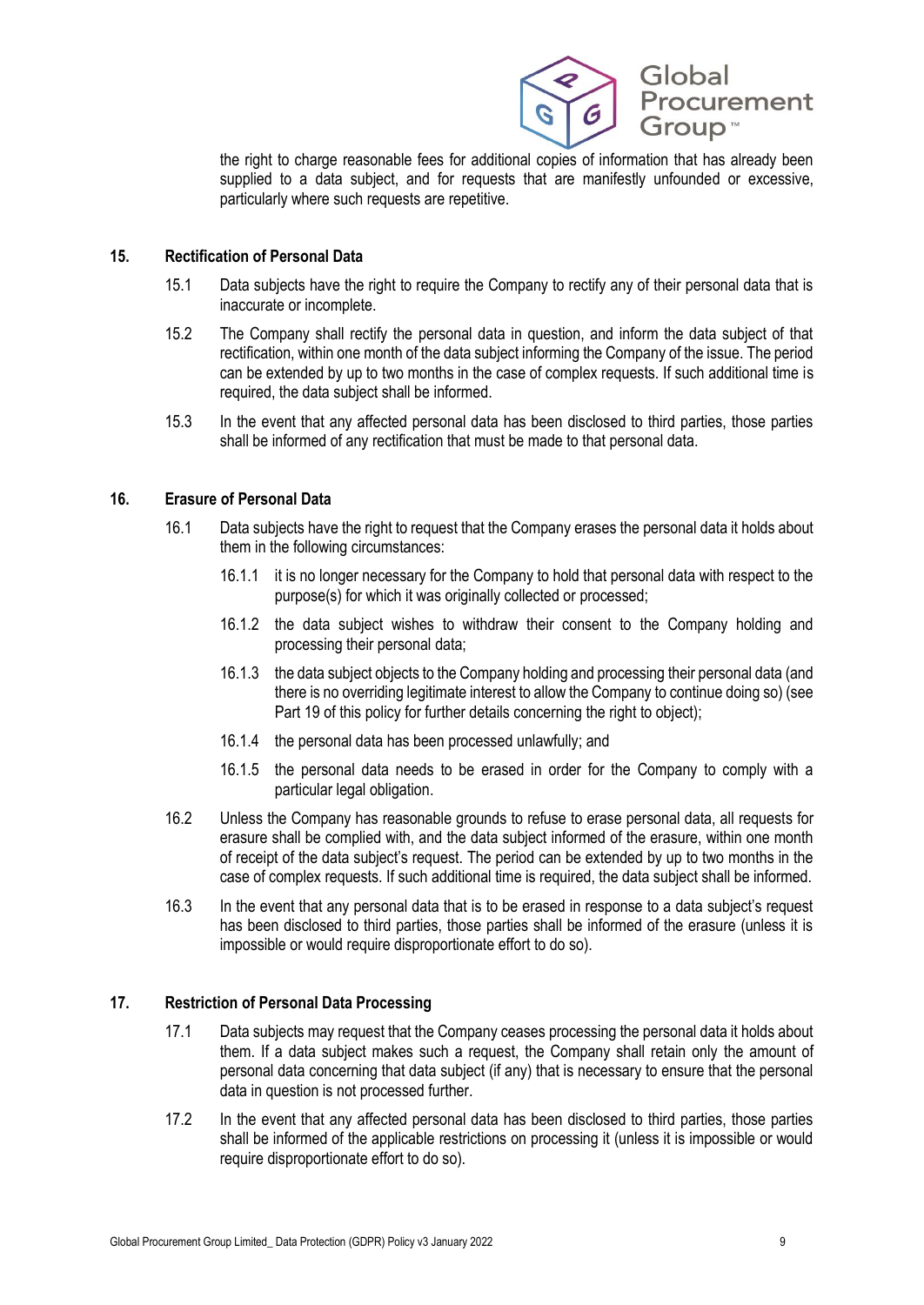the right to charge reasonable fees for additional copies of information that has already been supplied to a data subject, and for requests that are manifestly unfounded or excessive, particularly where such requests are repetitive.

## 15. Rectification of Personal Data

15.1 Data subjects have the right to require the Company to rectify any of their personal data that is inaccurate or incomplete.

15.2 The Company shall rectify the personal data in question, and inform the data subject of that rectification, within one month of the data subject informing the Company of the issue. The period can be extended by up to two months in the case of complex requests. If such additional time is required, the data subject shall be informed.

15.3 In the event that any affected personal data has been disclosed to third parties, those parties shall be informed of any rectification that must be made to that personal data.

## 16. Erasure of Personal Data

16.1 Data subjects have the right to request that the Company erases the personal data it holds about them in the following circumstances:

16.1.1 it is no longer necessary for the Company to hold that personal data with respect to the purpose(s) for which it was originally collected or processed;

16.1.2 the data subject wishes to withdraw their consent to the Company holding and processing their personal data;

16.1.3 the data subject objects to the Company holding and processing their personal data (and there is no overriding legitimate interest to allow the Company to continue doing so) (see Part 19 of this policy for further details concerning the right to object);

16.1.4 the personal data has been processed unlawfully; and

16.1.5 the personal data needs to be erased in order for the Company to comply with a particular legal obligation.

16.2 Unless the Company has reasonable grounds to refuse to erase personal data, all requests for erasure shall be complied with, and the data subject informed of the erasure, within one month of receipt of the data subject's request. The period can be extended by up to two months in the case of complex requests. If such additional time is required, the data subject shall be informed.

16.3 In the event that any personal data that is to be erased in response to a data subject's request has been disclosed to third parties, those parties shall be informed of the erasure (unless it is impossible or would require disproportionate effort to do so).

## 17. Restriction of Personal Data Processing

17.1 Data subjects may request that the Company ceases processing the personal data it holds about them. If a data subject makes such a request, the Company shall retain only the amount of personal data concerning that data subject (if any) that is necessary to ensure that the personal data in question is not processed further.

17.2 In the event that any affected personal data has been disclosed to third parties, those parties shall be informed of the applicable restrictions on processing it (unless it is impossible or would require disproportionate effort to do so).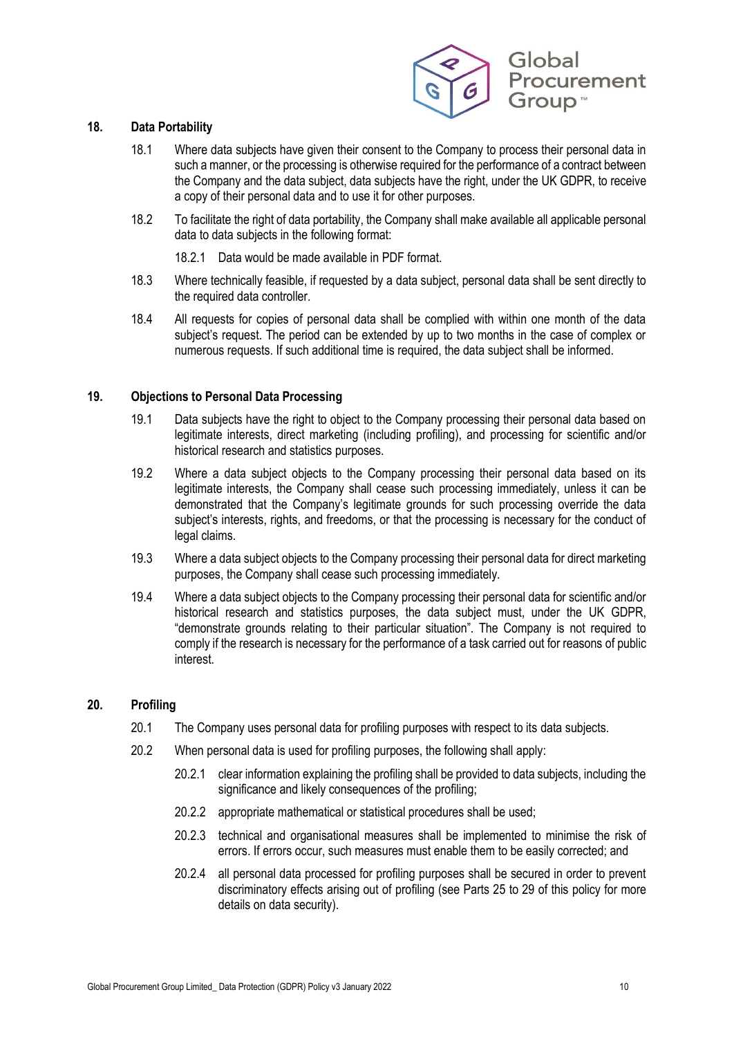## 18. Data Portability

18.1 Where data subjects have given their consent to the Company to process their personal data in such a manner, or the processing is otherwise required for the performance of a contract between the Company and the data subject, data subjects have the right, under the UK GDPR, to receive a copy of their personal data and to use it for other purposes.

18.2 To facilitate the right of data portability, the Company shall make available all applicable personal data to data subjects in the following format:

18.2.1 Data would be made available in PDF format.

18.3 Where technically feasible, if requested by a data subject, personal data shall be sent directly to the required data controller.

18.4 All requests for copies of personal data shall be complied with within one month of the data subject's request. The period can be extended by up to two months in the case of complex or numerous requests. If such additional time is required, the data subject shall be informed.

## 19. Objections to Personal Data Processing

19.1 Data subjects have the right to object to the Company processing their personal data based on legitimate interests, direct marketing (including profiling), and processing for scientific and/or historical research and statistics purposes.

19.2 Where a data subject objects to the Company processing their personal data based on its legitimate interests, the Company shall cease such processing immediately, unless it can be demonstrated that the Company's legitimate grounds for such processing override the data subject's interests, rights, and freedoms, or that the processing is necessary for the conduct of legal claims.

19.3 Where a data subject objects to the Company processing their personal data for direct marketing purposes, the Company shall cease such processing immediately.

19.4 Where a data subject objects to the Company processing their personal data for scientific and/or historical research and statistics purposes, the data subject must, under the UK GDPR, "demonstrate grounds relating to their particular situation". The Company is not required to comply if the research is necessary for the performance of a task carried out for reasons of public interest.

## 20. Profiling

20.1 The Company uses personal data for profiling purposes with respect to its data subjects.

20.2 When personal data is used for profiling purposes, the following shall apply:

20.2.1 clear information explaining the profiling shall be provided to data subjects, including the significance and likely consequences of the profiling;

20.2.2 appropriate mathematical or statistical procedures shall be used;

20.2.3 technical and organisational measures shall be implemented to minimise the risk of errors. If errors occur, such measures must enable them to be easily corrected; and

20.2.4 all personal data processed for profiling purposes shall be secured in order to prevent discriminatory effects arising out of profiling (see Parts 25 to 29 of this policy for more details on data security).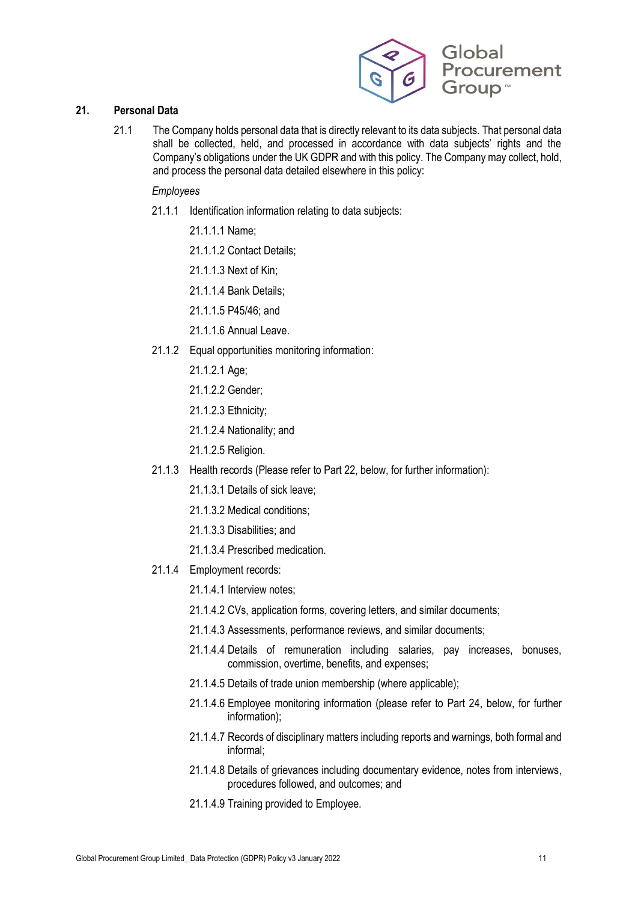## 21. Personal Data

21.1 The Company holds personal data that is directly relevant to its data subjects. That personal data shall be collected, held, and processed in accordance with data subjects' rights and the Company's obligations under the UK GDPR and with this policy. The Company may collect, hold, and process the personal data detailed elsewhere in this policy:

*Employees*

21.1.1 Identification information relating to data subjects:

21.1.1.1 Name;

21.1.1.2 Contact Details;

21.1.1.3 Next of Kin;

21.1.1.4 Bank Details;

21.1.1.5 P45/46; and

21.1.1.6 Annual Leave.

21.1.2 Equal opportunities monitoring information:

21.1.2.1 Age;

21.1.2.2 Gender;

21.1.2.3 Ethnicity;

21.1.2.4 Nationality; and

21.1.2.5 Religion.

21.1.3 Health records (Please refer to Part 22, below, for further information):

21.1.3.1 Details of sick leave;

21.1.3.2 Medical conditions;

21.1.3.3 Disabilities; and

21.1.3.4 Prescribed medication.

21.1.4 Employment records:

21.1.4.1 Interview notes;

21.1.4.2 CVs, application forms, covering letters, and similar documents;

21.1.4.3 Assessments, performance reviews, and similar documents;

21.1.4.4 Details of remuneration including salaries, pay increases, bonuses, commission, overtime, benefits, and expenses;

21.1.4.5 Details of trade union membership (where applicable);

21.1.4.6 Employee monitoring information (please refer to Part 24, below, for further information);

21.1.4.7 Records of disciplinary matters including reports and warnings, both formal and informal;

21.1.4.8 Details of grievances including documentary evidence, notes from interviews, procedures followed, and outcomes; and

21.1.4.9 Training provided to Employee.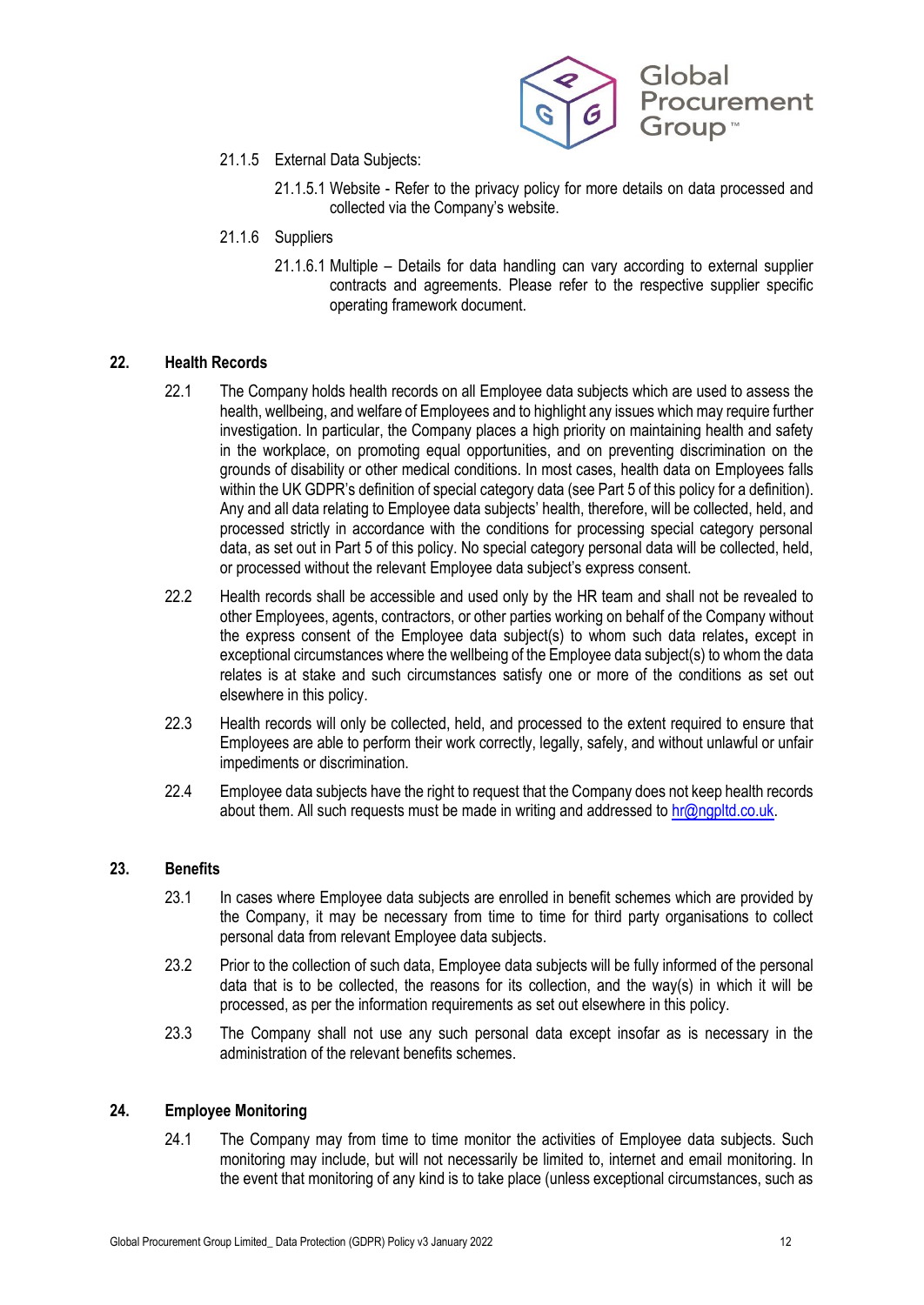21.1.5 External Data Subjects:

21.1.5.1 Website - Refer to the privacy policy for more details on data processed and collected via the Company's website.

21.1.6 Suppliers

21.1.6.1 Multiple – Details for data handling can vary according to external supplier contracts and agreements. Please refer to the respective supplier specific operating framework document.

## 22. Health Records

22.1 The Company holds health records on all Employee data subjects which are used to assess the health, wellbeing, and welfare of Employees and to highlight any issues which may require further investigation. In particular, the Company places a high priority on maintaining health and safety in the workplace, on promoting equal opportunities, and on preventing discrimination on the grounds of disability or other medical conditions. In most cases, health data on Employees falls within the UK GDPR's definition of special category data (see Part 5 of this policy for a definition). Any and all data relating to Employee data subjects' health, therefore, will be collected, held, and processed strictly in accordance with the conditions for processing special category personal data, as set out in Part 5 of this policy. No special category personal data will be collected, held, or processed without the relevant Employee data subject's express consent.

22.2 Health records shall be accessible and used only by the HR team and shall not be revealed to other Employees, agents, contractors, or other parties working on behalf of the Company without the express consent of the Employee data subject(s) to whom such data relates**,** except in exceptional circumstances where the wellbeing of the Employee data subject(s) to whom the data relates is at stake and such circumstances satisfy one or more of the conditions as set out elsewhere in this policy.

22.3 Health records will only be collected, held, and processed to the extent required to ensure that Employees are able to perform their work correctly, legally, safely, and without unlawful or unfair impediments or discrimination.

22.4 Employee data subjects have the right to request that the Company does not keep health records about them. All such requests must be made in writing and addressed to hr@ngpltd.co.uk.

## 23. Benefits

23.1 In cases where Employee data subjects are enrolled in benefit schemes which are provided by the Company, it may be necessary from time to time for third party organisations to collect personal data from relevant Employee data subjects.

23.2 Prior to the collection of such data, Employee data subjects will be fully informed of the personal data that is to be collected, the reasons for its collection, and the way(s) in which it will be processed, as per the information requirements as set out elsewhere in this policy.

23.3 The Company shall not use any such personal data except insofar as is necessary in the administration of the relevant benefits schemes.

## 24. Employee Monitoring

24.1 The Company may from time to time monitor the activities of Employee data subjects. Such monitoring may include, but will not necessarily be limited to, internet and email monitoring. In the event that monitoring of any kind is to take place (unless exceptional circumstances, such as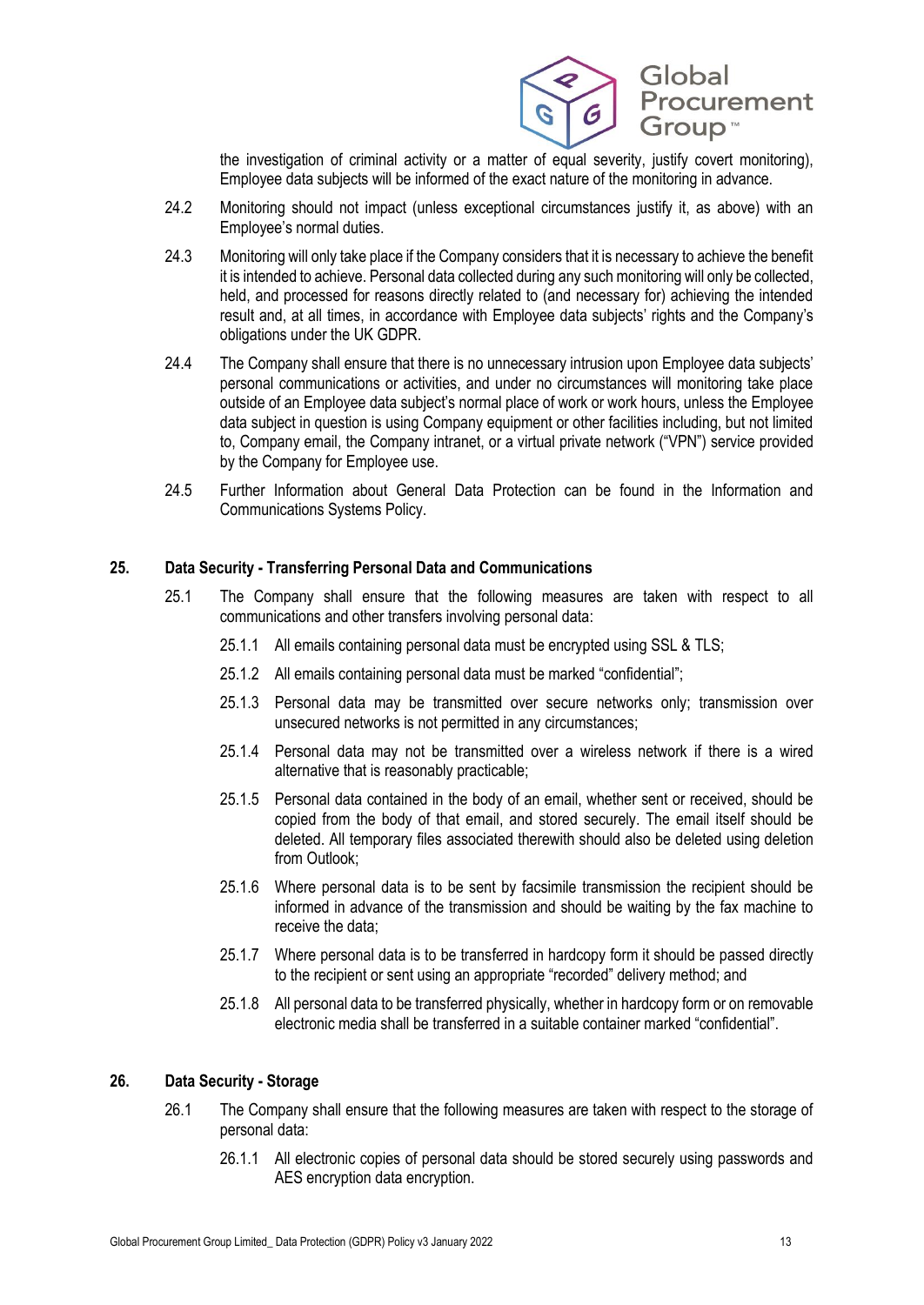the investigation of criminal activity or a matter of equal severity, justify covert monitoring), Employee data subjects will be informed of the exact nature of the monitoring in advance.

24.2 Monitoring should not impact (unless exceptional circumstances justify it, as above) with an Employee's normal duties.

24.3 Monitoring will only take place if the Company considers that it is necessary to achieve the benefit it is intended to achieve. Personal data collected during any such monitoring will only be collected, held, and processed for reasons directly related to (and necessary for) achieving the intended result and, at all times, in accordance with Employee data subjects' rights and the Company's obligations under the UK GDPR.

24.4 The Company shall ensure that there is no unnecessary intrusion upon Employee data subjects' personal communications or activities, and under no circumstances will monitoring take place outside of an Employee data subject's normal place of work or work hours, unless the Employee data subject in question is using Company equipment or other facilities including, but not limited to, Company email, the Company intranet, or a virtual private network ("VPN") service provided by the Company for Employee use.

24.5 Further Information about General Data Protection can be found in the Information and Communications Systems Policy.

## 25. Data Security - Transferring Personal Data and Communications

25.1 The Company shall ensure that the following measures are taken with respect to all communications and other transfers involving personal data:

25.1.1 All emails containing personal data must be encrypted using SSL & TLS;

25.1.2 All emails containing personal data must be marked "confidential";

25.1.3 Personal data may be transmitted over secure networks only; transmission over unsecured networks is not permitted in any circumstances;

25.1.4 Personal data may not be transmitted over a wireless network if there is a wired alternative that is reasonably practicable;

25.1.5 Personal data contained in the body of an email, whether sent or received, should be copied from the body of that email, and stored securely. The email itself should be deleted. All temporary files associated therewith should also be deleted using deletion from Outlook;

25.1.6 Where personal data is to be sent by facsimile transmission the recipient should be informed in advance of the transmission and should be waiting by the fax machine to receive the data;

25.1.7 Where personal data is to be transferred in hardcopy form it should be passed directly to the recipient or sent using an appropriate "recorded" delivery method; and

25.1.8 All personal data to be transferred physically, whether in hardcopy form or on removable electronic media shall be transferred in a suitable container marked "confidential".

## 26. Data Security - Storage

26.1 The Company shall ensure that the following measures are taken with respect to the storage of personal data:

26.1.1 All electronic copies of personal data should be stored securely using passwords and AES encryption data encryption.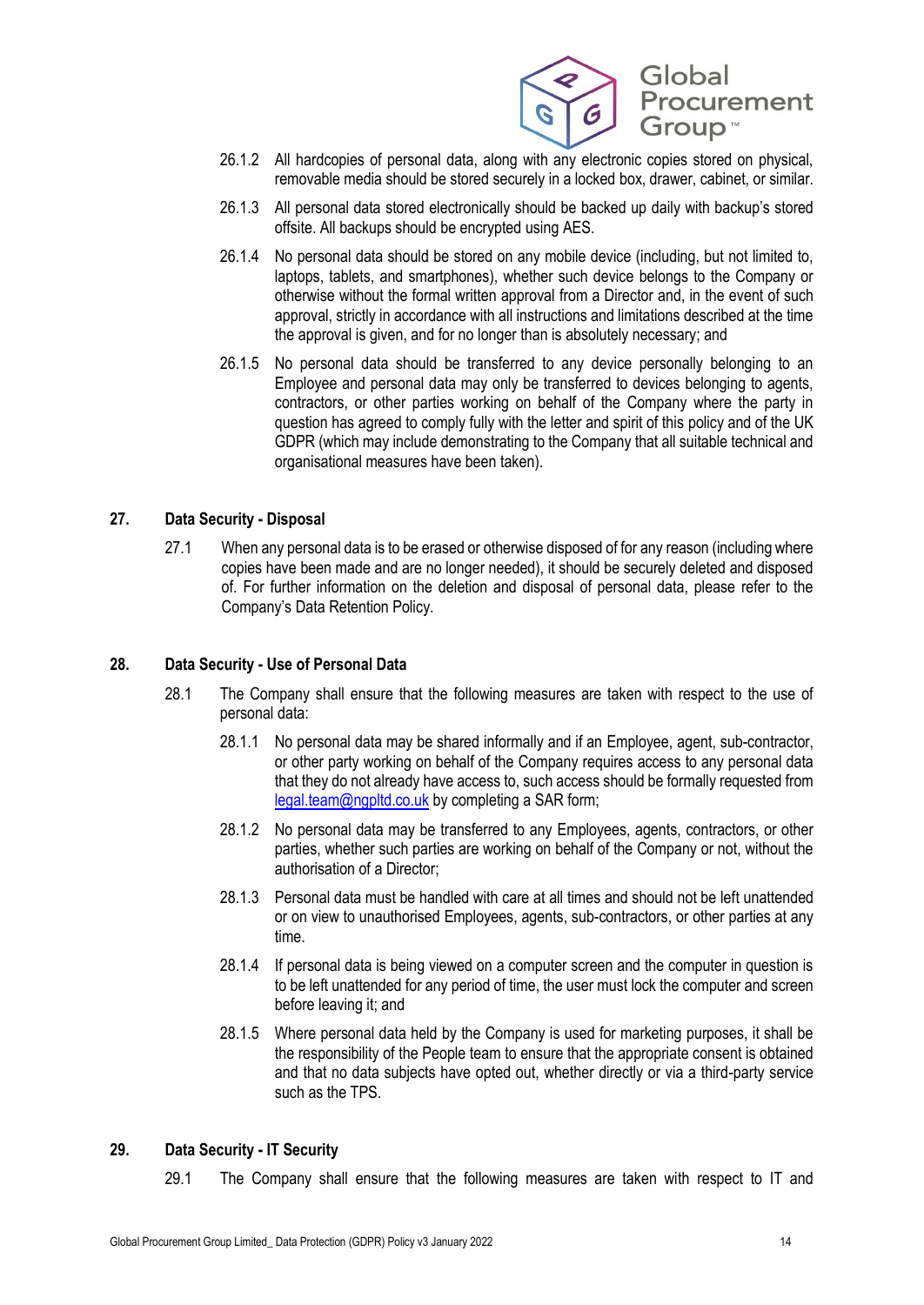26.1.2 All hardcopies of personal data, along with any electronic copies stored on physical, removable media should be stored securely in a locked box, drawer, cabinet, or similar.

26.1.3 All personal data stored electronically should be backed up daily with backup's stored offsite. All backups should be encrypted using AES.

26.1.4 No personal data should be stored on any mobile device (including, but not limited to, laptops, tablets, and smartphones), whether such device belongs to the Company or otherwise without the formal written approval from a Director and, in the event of such approval, strictly in accordance with all instructions and limitations described at the time the approval is given, and for no longer than is absolutely necessary; and

26.1.5 No personal data should be transferred to any device personally belonging to an Employee and personal data may only be transferred to devices belonging to agents, contractors, or other parties working on behalf of the Company where the party in question has agreed to comply fully with the letter and spirit of this policy and of the UK GDPR (which may include demonstrating to the Company that all suitable technical and organisational measures have been taken).

## 27. Data Security - Disposal

27.1 When any personal data is to be erased or otherwise disposed of for any reason (including where copies have been made and are no longer needed), it should be securely deleted and disposed of. For further information on the deletion and disposal of personal data, please refer to the Company's Data Retention Policy.

## 28. Data Security - Use of Personal Data

28.1 The Company shall ensure that the following measures are taken with respect to the use of personal data:

28.1.1 No personal data may be shared informally and if an Employee, agent, sub-contractor, or other party working on behalf of the Company requires access to any personal data that they do not already have access to, such access should be formally requested from legal.team@ngpltd.co.uk by completing a SAR form;

28.1.2 No personal data may be transferred to any Employees, agents, contractors, or other parties, whether such parties are working on behalf of the Company or not, without the authorisation of a Director;

28.1.3 Personal data must be handled with care at all times and should not be left unattended or on view to unauthorised Employees, agents, sub-contractors, or other parties at any time.

28.1.4 If personal data is being viewed on a computer screen and the computer in question is to be left unattended for any period of time, the user must lock the computer and screen before leaving it; and

28.1.5 Where personal data held by the Company is used for marketing purposes, it shall be the responsibility of the People team to ensure that the appropriate consent is obtained and that no data subjects have opted out, whether directly or via a third-party service such as the TPS.

## 29. Data Security - IT Security

29.1 The Company shall ensure that the following measures are taken with respect to IT and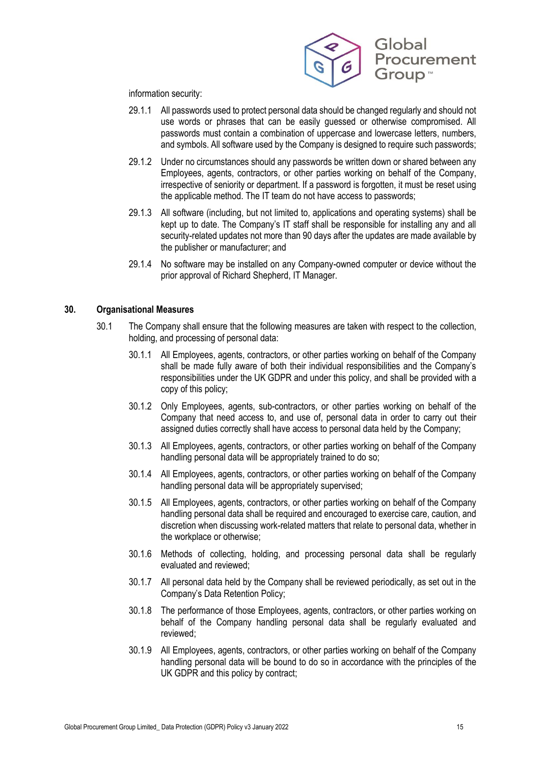information security:

29.1.1 All passwords used to protect personal data should be changed regularly and should not use words or phrases that can be easily guessed or otherwise compromised. All passwords must contain a combination of uppercase and lowercase letters, numbers, and symbols. All software used by the Company is designed to require such passwords;

29.1.2 Under no circumstances should any passwords be written down or shared between any Employees, agents, contractors, or other parties working on behalf of the Company, irrespective of seniority or department. If a password is forgotten, it must be reset using the applicable method. The IT team do not have access to passwords;

29.1.3 All software (including, but not limited to, applications and operating systems) shall be kept up to date. The Company's IT staff shall be responsible for installing any and all security-related updates not more than 90 days after the updates are made available by the publisher or manufacturer; and

29.1.4 No software may be installed on any Company-owned computer or device without the prior approval of Richard Shepherd, IT Manager.

## 30. Organisational Measures

30.1 The Company shall ensure that the following measures are taken with respect to the collection, holding, and processing of personal data:

30.1.1 All Employees, agents, contractors, or other parties working on behalf of the Company shall be made fully aware of both their individual responsibilities and the Company's responsibilities under the UK GDPR and under this policy, and shall be provided with a copy of this policy;

30.1.2 Only Employees, agents, sub-contractors, or other parties working on behalf of the Company that need access to, and use of, personal data in order to carry out their assigned duties correctly shall have access to personal data held by the Company;

30.1.3 All Employees, agents, contractors, or other parties working on behalf of the Company handling personal data will be appropriately trained to do so;

30.1.4 All Employees, agents, contractors, or other parties working on behalf of the Company handling personal data will be appropriately supervised;

30.1.5 All Employees, agents, contractors, or other parties working on behalf of the Company handling personal data shall be required and encouraged to exercise care, caution, and discretion when discussing work-related matters that relate to personal data, whether in the workplace or otherwise;

30.1.6 Methods of collecting, holding, and processing personal data shall be regularly evaluated and reviewed;

30.1.7 All personal data held by the Company shall be reviewed periodically, as set out in the Company's Data Retention Policy;

30.1.8 The performance of those Employees, agents, contractors, or other parties working on behalf of the Company handling personal data shall be regularly evaluated and reviewed;

30.1.9 All Employees, agents, contractors, or other parties working on behalf of the Company handling personal data will be bound to do so in accordance with the principles of the UK GDPR and this policy by contract;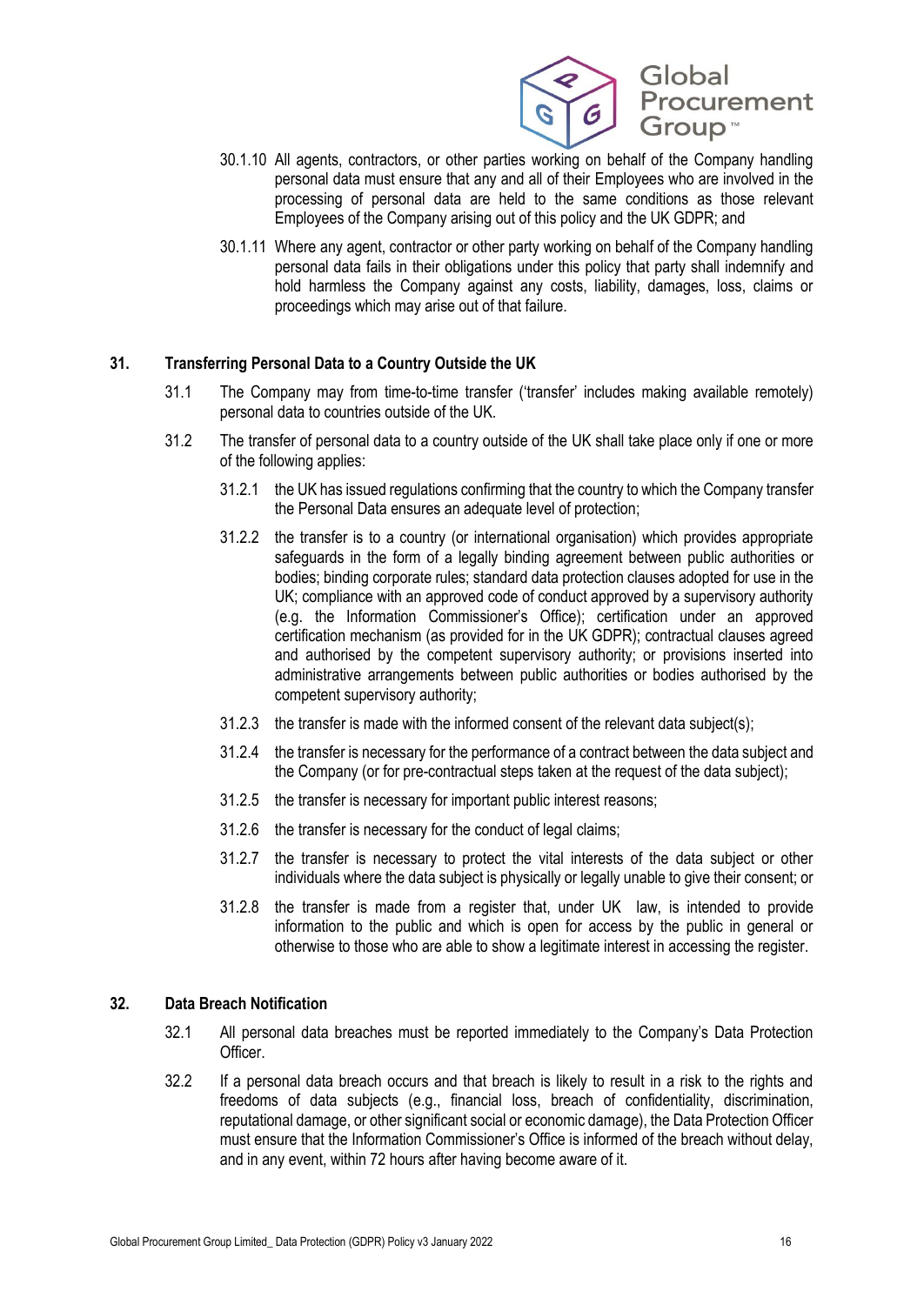30.1.10 All agents, contractors, or other parties working on behalf of the Company handling personal data must ensure that any and all of their Employees who are involved in the processing of personal data are held to the same conditions as those relevant Employees of the Company arising out of this policy and the UK GDPR; and

30.1.11 Where any agent, contractor or other party working on behalf of the Company handling personal data fails in their obligations under this policy that party shall indemnify and hold harmless the Company against any costs, liability, damages, loss, claims or proceedings which may arise out of that failure.

## 31. Transferring Personal Data to a Country Outside the UK

31.1 The Company may from time-to-time transfer ('transfer' includes making available remotely) personal data to countries outside of the UK.

31.2 The transfer of personal data to a country outside of the UK shall take place only if one or more of the following applies:

31.2.1 the UK has issued regulations confirming that the country to which the Company transfer the Personal Data ensures an adequate level of protection;

31.2.2 the transfer is to a country (or international organisation) which provides appropriate safeguards in the form of a legally binding agreement between public authorities or bodies; binding corporate rules; standard data protection clauses adopted for use in the UK; compliance with an approved code of conduct approved by a supervisory authority (e.g. the Information Commissioner's Office); certification under an approved certification mechanism (as provided for in the UK GDPR); contractual clauses agreed and authorised by the competent supervisory authority; or provisions inserted into administrative arrangements between public authorities or bodies authorised by the competent supervisory authority;

31.2.3 the transfer is made with the informed consent of the relevant data subject(s);

31.2.4 the transfer is necessary for the performance of a contract between the data subject and the Company (or for pre-contractual steps taken at the request of the data subject);

31.2.5 the transfer is necessary for important public interest reasons;

31.2.6 the transfer is necessary for the conduct of legal claims;

31.2.7 the transfer is necessary to protect the vital interests of the data subject or other individuals where the data subject is physically or legally unable to give their consent; or

31.2.8 the transfer is made from a register that, under UK law, is intended to provide information to the public and which is open for access by the public in general or otherwise to those who are able to show a legitimate interest in accessing the register.

## 32. Data Breach Notification

32.1 All personal data breaches must be reported immediately to the Company's Data Protection Officer.

32.2 If a personal data breach occurs and that breach is likely to result in a risk to the rights and freedoms of data subjects (e.g., financial loss, breach of confidentiality, discrimination, reputational damage, or other significant social or economic damage), the Data Protection Officer must ensure that the Information Commissioner's Office is informed of the breach without delay, and in any event, within 72 hours after having become aware of it.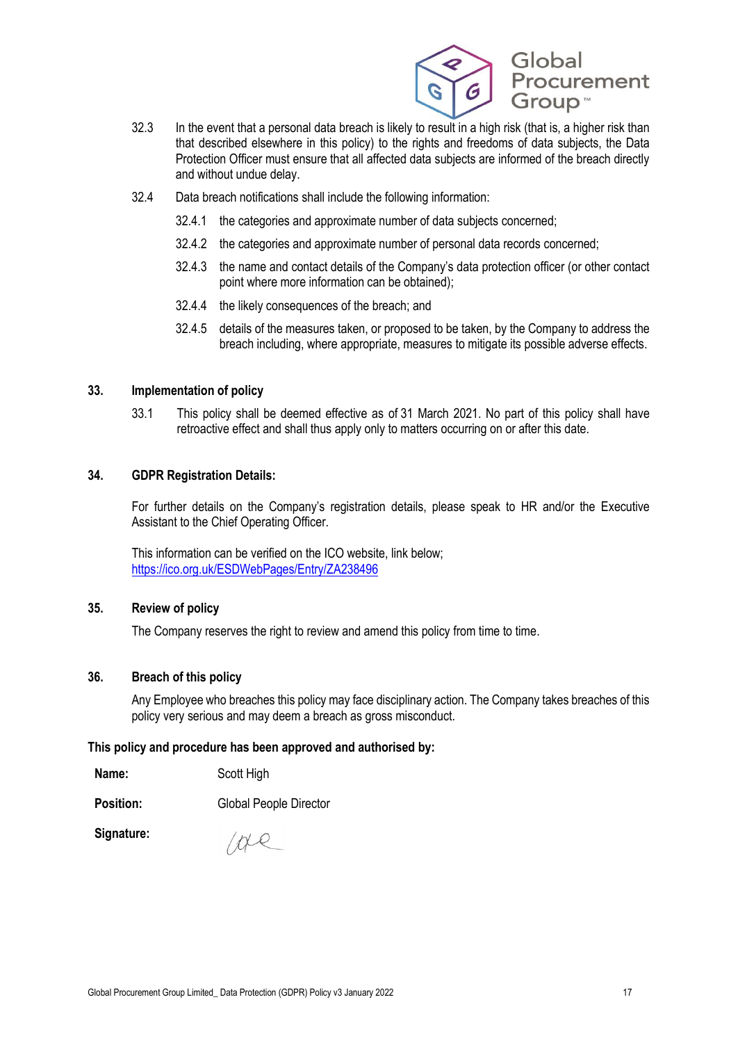32.3 In the event that a personal data breach is likely to result in a high risk (that is, a higher risk than that described elsewhere in this policy) to the rights and freedoms of data subjects, the Data Protection Officer must ensure that all affected data subjects are informed of the breach directly and without undue delay.

32.4 Data breach notifications shall include the following information:

32.4.1 the categories and approximate number of data subjects concerned;

32.4.2 the categories and approximate number of personal data records concerned;

32.4.3 the name and contact details of the Company's data protection officer (or other contact point where more information can be obtained);

32.4.4 the likely consequences of the breach; and

32.4.5 details of the measures taken, or proposed to be taken, by the Company to address the breach including, where appropriate, measures to mitigate its possible adverse effects.

## 33. Implementation of policy

33.1 This policy shall be deemed effective as of 31 March 2021. No part of this policy shall have retroactive effect and shall thus apply only to matters occurring on or after this date.

## 34. GDPR Registration Details:

For further details on the Company's registration details, please speak to HR and/or the Executive Assistant to the Chief Operating Officer.

This information can be verified on the ICO website, link below;
https://ico.org.uk/ESDWebPages/Entry/ZA238496

## 35. Review of policy

The Company reserves the right to review and amend this policy from time to time.

## 36. Breach of this policy

Any Employee who breaches this policy may face disciplinary action. The Company takes breaches of this policy very serious and may deem a breach as gross misconduct.

**This policy and procedure has been approved and authorised by:**

**Name:** Scott High

**Position:** Global People Director

**Signature:**